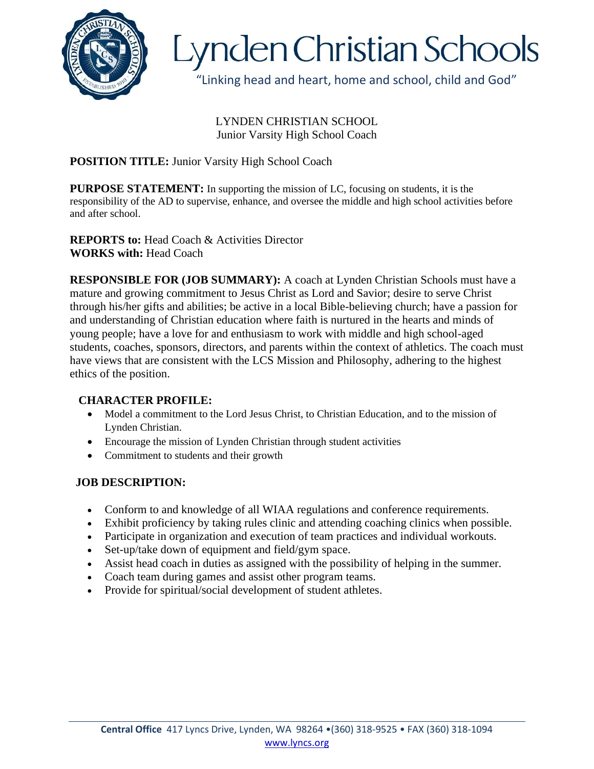# Lynden Christian Schools

"Linking head and heart, home and school, child and God"

LYNDEN CHRISTIAN SCHOOL
Junior Varsity High School Coach

**POSITION TITLE:** Junior Varsity High School Coach

**PURPOSE STATEMENT:** In supporting the mission of LC, focusing on students, it is the responsibility of the AD to supervise, enhance, and oversee the middle and high school activities before and after school.

**REPORTS to:** Head Coach & Activities Director
**WORKS with:** Head Coach

**RESPONSIBLE FOR (JOB SUMMARY):** A coach at Lynden Christian Schools must have a mature and growing commitment to Jesus Christ as Lord and Savior; desire to serve Christ through his/her gifts and abilities; be active in a local Bible-believing church; have a passion for and understanding of Christian education where faith is nurtured in the hearts and minds of young people; have a love for and enthusiasm to work with middle and high school-aged students, coaches, sponsors, directors, and parents within the context of athletics. The coach must have views that are consistent with the LCS Mission and Philosophy, adhering to the highest ethics of the position.

**CHARACTER PROFILE:**

- Model a commitment to the Lord Jesus Christ, to Christian Education, and to the mission of Lynden Christian.
- Encourage the mission of Lynden Christian through student activities
- Commitment to students and their growth

**JOB DESCRIPTION:**

- Conform to and knowledge of all WIAA regulations and conference requirements.
- Exhibit proficiency by taking rules clinic and attending coaching clinics when possible.
- Participate in organization and execution of team practices and individual workouts.
- Set-up/take down of equipment and field/gym space.
- Assist head coach in duties as assigned with the possibility of helping in the summer.
- Coach team during games and assist other program teams.
- Provide for spiritual/social development of student athletes.

**Central Office** 417 Lyncs Drive, Lynden, WA 98264 •(360) 318-9525 • FAX (360) 318-1094
www.lyncs.org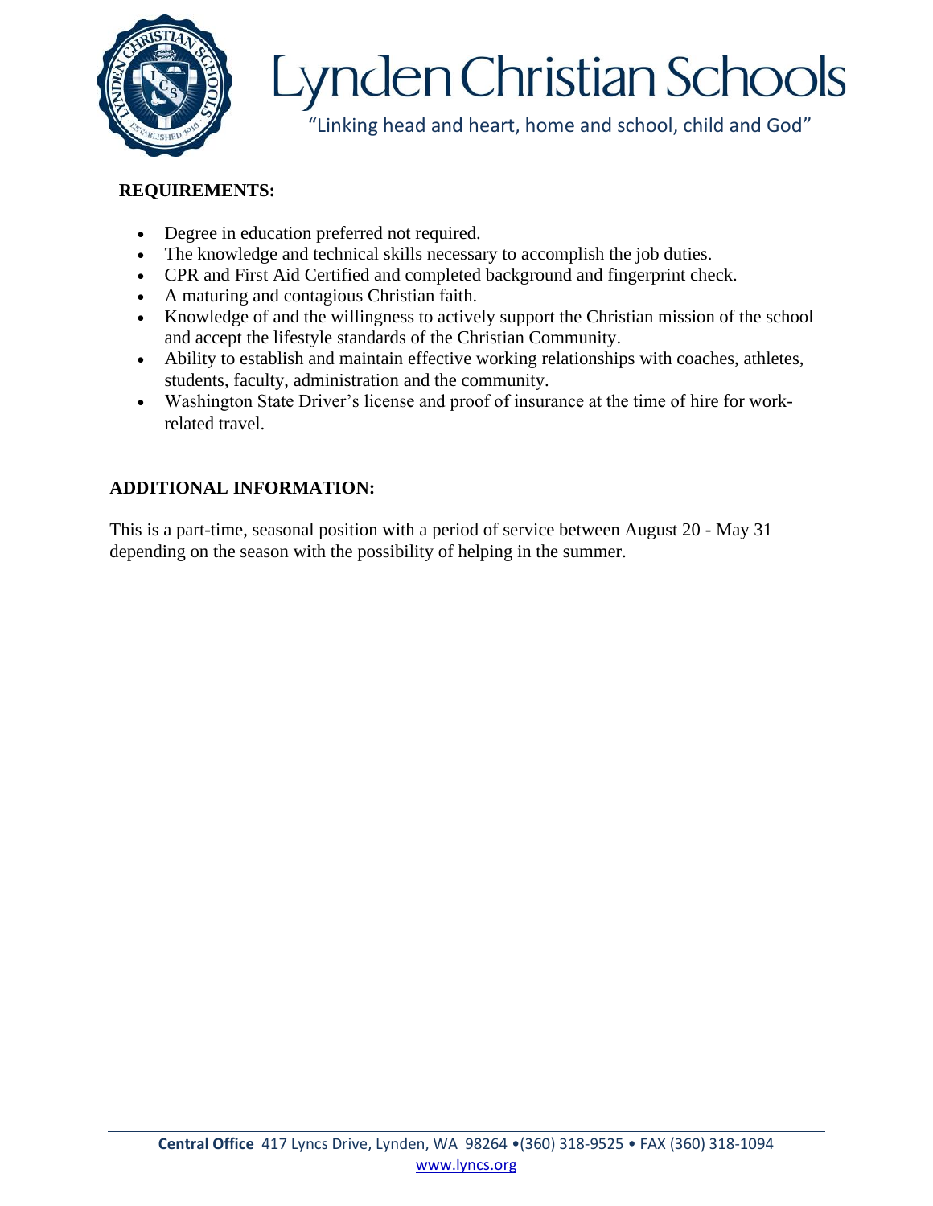## REQUIREMENTS:

- Degree in education preferred not required.
- The knowledge and technical skills necessary to accomplish the job duties.
- CPR and First Aid Certified and completed background and fingerprint check.
- A maturing and contagious Christian faith.
- Knowledge of and the willingness to actively support the Christian mission of the school and accept the lifestyle standards of the Christian Community.
- Ability to establish and maintain effective working relationships with coaches, athletes, students, faculty, administration and the community.
- Washington State Driver's license and proof of insurance at the time of hire for work-related travel.

## ADDITIONAL INFORMATION:

This is a part-time, seasonal position with a period of service between August 20 - May 31 depending on the season with the possibility of helping in the summer.